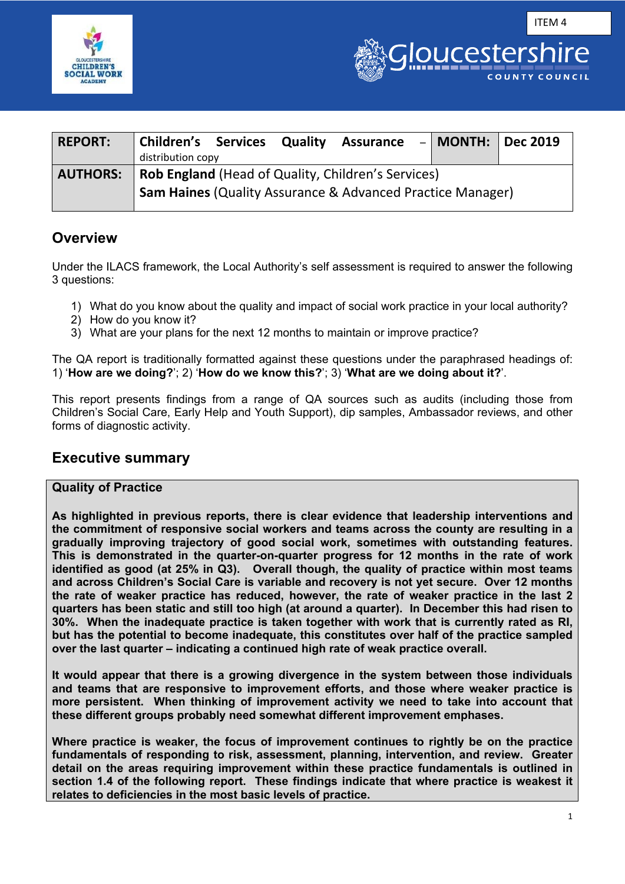ITEM 4

| REPORT: | Children's Services Quality Assurance – distribution copy | MONTH: | Dec 2019 |
|---|---|---|---|
| AUTHORS: | **Rob England** (Head of Quality, Children's Services) **Sam Haines** (Quality Assurance & Advanced Practice Manager) | | |

## Overview

Under the ILACS framework, the Local Authority's self assessment is required to answer the following 3 questions:

1) What do you know about the quality and impact of social work practice in your local authority?
2) How do you know it?
3) What are your plans for the next 12 months to maintain or improve practice?

The QA report is traditionally formatted against these questions under the paraphrased headings of: 1) '**How are we doing?**'; 2) '**How do we know this?**'; 3) '**What are we doing about it?**'.

This report presents findings from a range of QA sources such as audits (including those from Children's Social Care, Early Help and Youth Support), dip samples, Ambassador reviews, and other forms of diagnostic activity.

## Executive summary

**Quality of Practice**

**As highlighted in previous reports, there is clear evidence that leadership interventions and the commitment of responsive social workers and teams across the county are resulting in a gradually improving trajectory of good social work, sometimes with outstanding features. This is demonstrated in the quarter-on-quarter progress for 12 months in the rate of work identified as good (at 25% in Q3). Overall though, the quality of practice within most teams and across Children's Social Care is variable and recovery is not yet secure. Over 12 months the rate of weaker practice has reduced, however, the rate of weaker practice in the last 2 quarters has been static and still too high (at around a quarter). In December this had risen to 30%. When the inadequate practice is taken together with work that is currently rated as RI, but has the potential to become inadequate, this constitutes over half of the practice sampled over the last quarter – indicating a continued high rate of weak practice overall.**

**It would appear that there is a growing divergence in the system between those individuals and teams that are responsive to improvement efforts, and those where weaker practice is more persistent. When thinking of improvement activity we need to take into account that these different groups probably need somewhat different improvement emphases.**

**Where practice is weaker, the focus of improvement continues to rightly be on the practice fundamentals of responding to risk, assessment, planning, intervention, and review. Greater detail on the areas requiring improvement within these practice fundamentals is outlined in section 1.4 of the following report. These findings indicate that where practice is weakest it relates to deficiencies in the most basic levels of practice.**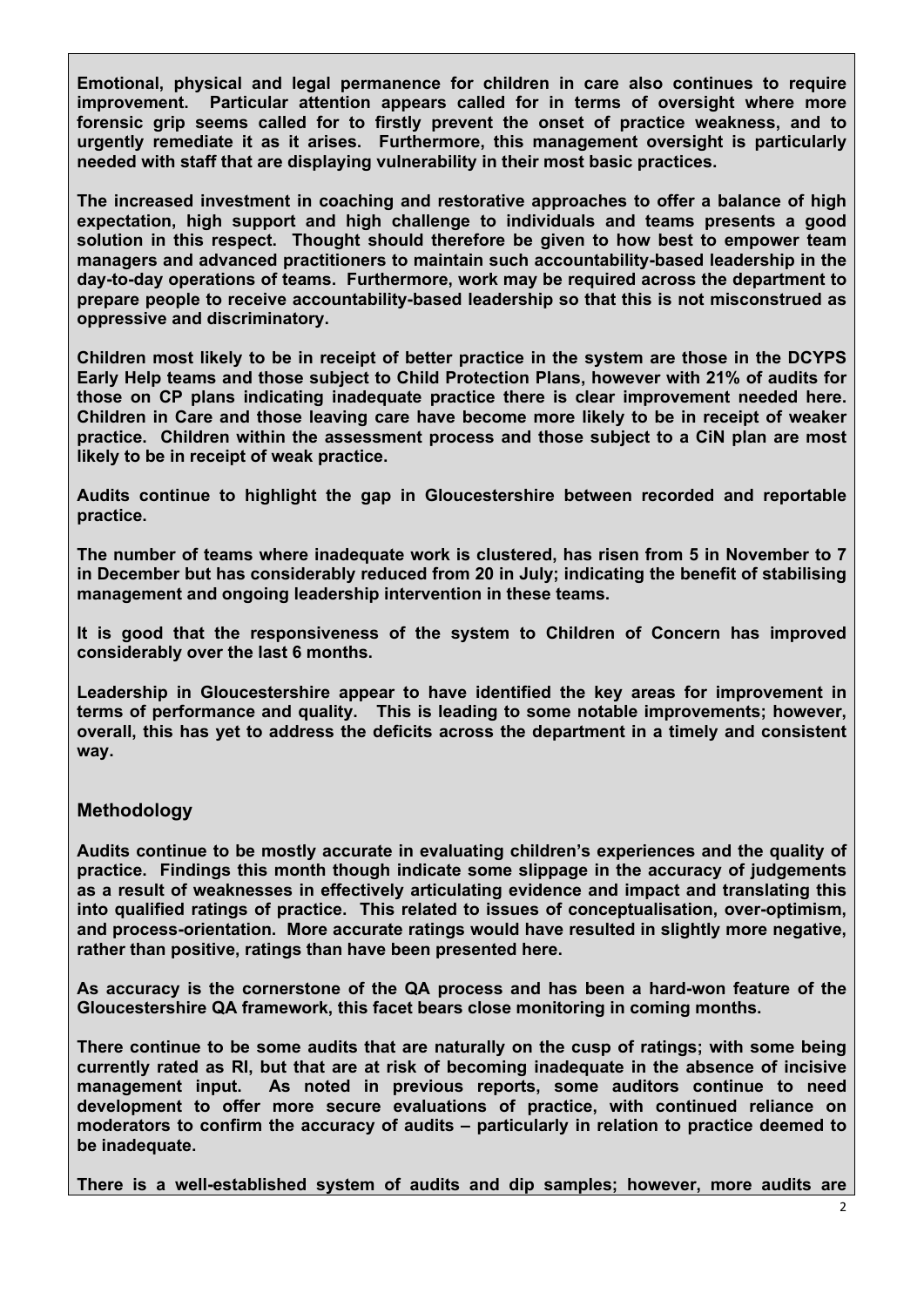**Emotional, physical and legal permanence for children in care also continues to require improvement. Particular attention appears called for in terms of oversight where more forensic grip seems called for to firstly prevent the onset of practice weakness, and to urgently remediate it as it arises. Furthermore, this management oversight is particularly needed with staff that are displaying vulnerability in their most basic practices.**

**The increased investment in coaching and restorative approaches to offer a balance of high expectation, high support and high challenge to individuals and teams presents a good solution in this respect. Thought should therefore be given to how best to empower team managers and advanced practitioners to maintain such accountability-based leadership in the day-to-day operations of teams. Furthermore, work may be required across the department to prepare people to receive accountability-based leadership so that this is not misconstrued as oppressive and discriminatory.**

**Children most likely to be in receipt of better practice in the system are those in the DCYPS Early Help teams and those subject to Child Protection Plans, however with 21% of audits for those on CP plans indicating inadequate practice there is clear improvement needed here. Children in Care and those leaving care have become more likely to be in receipt of weaker practice. Children within the assessment process and those subject to a CiN plan are most likely to be in receipt of weak practice.**

**Audits continue to highlight the gap in Gloucestershire between recorded and reportable practice.**

**The number of teams where inadequate work is clustered, has risen from 5 in November to 7 in December but has considerably reduced from 20 in July; indicating the benefit of stabilising management and ongoing leadership intervention in these teams.**

**It is good that the responsiveness of the system to Children of Concern has improved considerably over the last 6 months.**

**Leadership in Gloucestershire appear to have identified the key areas for improvement in terms of performance and quality. This is leading to some notable improvements; however, overall, this has yet to address the deficits across the department in a timely and consistent way.**

## Methodology

**Audits continue to be mostly accurate in evaluating children's experiences and the quality of practice. Findings this month though indicate some slippage in the accuracy of judgements as a result of weaknesses in effectively articulating evidence and impact and translating this into qualified ratings of practice. This related to issues of conceptualisation, over-optimism, and process-orientation. More accurate ratings would have resulted in slightly more negative, rather than positive, ratings than have been presented here.**

**As accuracy is the cornerstone of the QA process and has been a hard-won feature of the Gloucestershire QA framework, this facet bears close monitoring in coming months.**

**There continue to be some audits that are naturally on the cusp of ratings; with some being currently rated as RI, but that are at risk of becoming inadequate in the absence of incisive management input. As noted in previous reports, some auditors continue to need development to offer more secure evaluations of practice, with continued reliance on moderators to confirm the accuracy of audits – particularly in relation to practice deemed to be inadequate.**

**There is a well-established system of audits and dip samples; however, more audits are**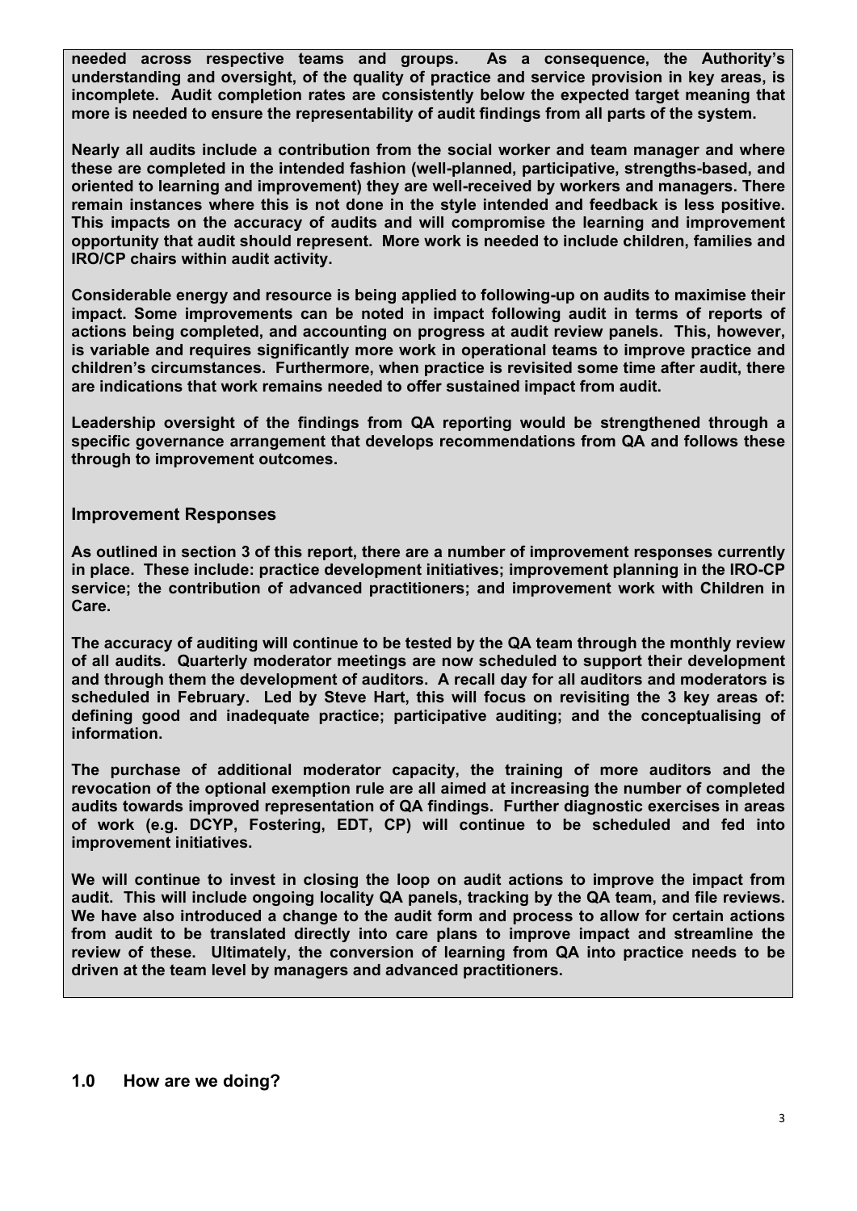**needed across respective teams and groups. As a consequence, the Authority's understanding and oversight, of the quality of practice and service provision in key areas, is incomplete. Audit completion rates are consistently below the expected target meaning that more is needed to ensure the representability of audit findings from all parts of the system.**

**Nearly all audits include a contribution from the social worker and team manager and where these are completed in the intended fashion (well-planned, participative, strengths-based, and oriented to learning and improvement) they are well-received by workers and managers. There remain instances where this is not done in the style intended and feedback is less positive. This impacts on the accuracy of audits and will compromise the learning and improvement opportunity that audit should represent. More work is needed to include children, families and IRO/CP chairs within audit activity.**

**Considerable energy and resource is being applied to following-up on audits to maximise their impact. Some improvements can be noted in impact following audit in terms of reports of actions being completed, and accounting on progress at audit review panels. This, however, is variable and requires significantly more work in operational teams to improve practice and children's circumstances. Furthermore, when practice is revisited some time after audit, there are indications that work remains needed to offer sustained impact from audit.**

**Leadership oversight of the findings from QA reporting would be strengthened through a specific governance arrangement that develops recommendations from QA and follows these through to improvement outcomes.**

## Improvement Responses

**As outlined in section 3 of this report, there are a number of improvement responses currently in place. These include: practice development initiatives; improvement planning in the IRO-CP service; the contribution of advanced practitioners; and improvement work with Children in Care.**

**The accuracy of auditing will continue to be tested by the QA team through the monthly review of all audits. Quarterly moderator meetings are now scheduled to support their development and through them the development of auditors. A recall day for all auditors and moderators is scheduled in February. Led by Steve Hart, this will focus on revisiting the 3 key areas of: defining good and inadequate practice; participative auditing; and the conceptualising of information.**

**The purchase of additional moderator capacity, the training of more auditors and the revocation of the optional exemption rule are all aimed at increasing the number of completed audits towards improved representation of QA findings. Further diagnostic exercises in areas of work (e.g. DCYP, Fostering, EDT, CP) will continue to be scheduled and fed into improvement initiatives.**

**We will continue to invest in closing the loop on audit actions to improve the impact from audit. This will include ongoing locality QA panels, tracking by the QA team, and file reviews. We have also introduced a change to the audit form and process to allow for certain actions from audit to be translated directly into care plans to improve impact and streamline the review of these. Ultimately, the conversion of learning from QA into practice needs to be driven at the team level by managers and advanced practitioners.**

## 1.0 How are we doing?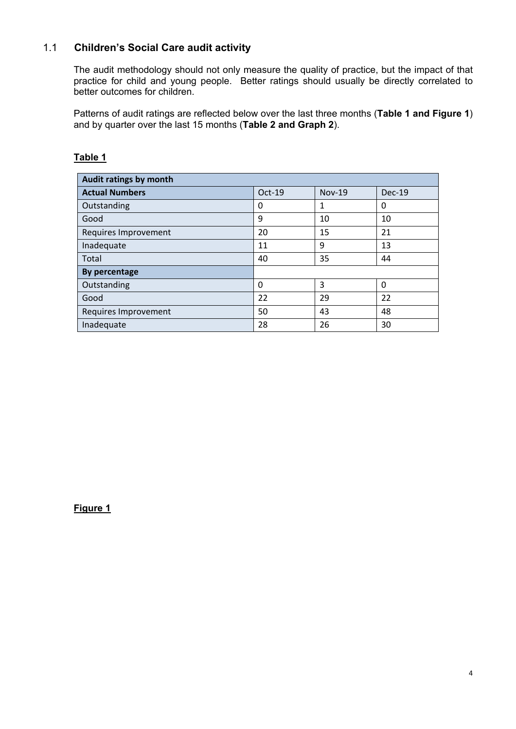## 1.1 Children's Social Care audit activity

The audit methodology should not only measure the quality of practice, but the impact of that practice for child and young people. Better ratings should usually be directly correlated to better outcomes for children.

Patterns of audit ratings are reflected below over the last three months (**Table 1 and Figure 1**) and by quarter over the last 15 months (**Table 2 and Graph 2**).

**Table 1**

| **Audit ratings by month** | | | |
|---|---|---|---|
| **Actual Numbers** | Oct-19 | Nov-19 | Dec-19 |
| Outstanding | 0 | 1 | 0 |
| Good | 9 | 10 | 10 |
| Requires Improvement | 20 | 15 | 21 |
| Inadequate | 11 | 9 | 13 |
| Total | 40 | 35 | 44 |
| **By percentage** | | | |
| Outstanding | 0 | 3 | 0 |
| Good | 22 | 29 | 22 |
| Requires Improvement | 50 | 43 | 48 |
| Inadequate | 28 | 26 | 30 |

**Figure 1**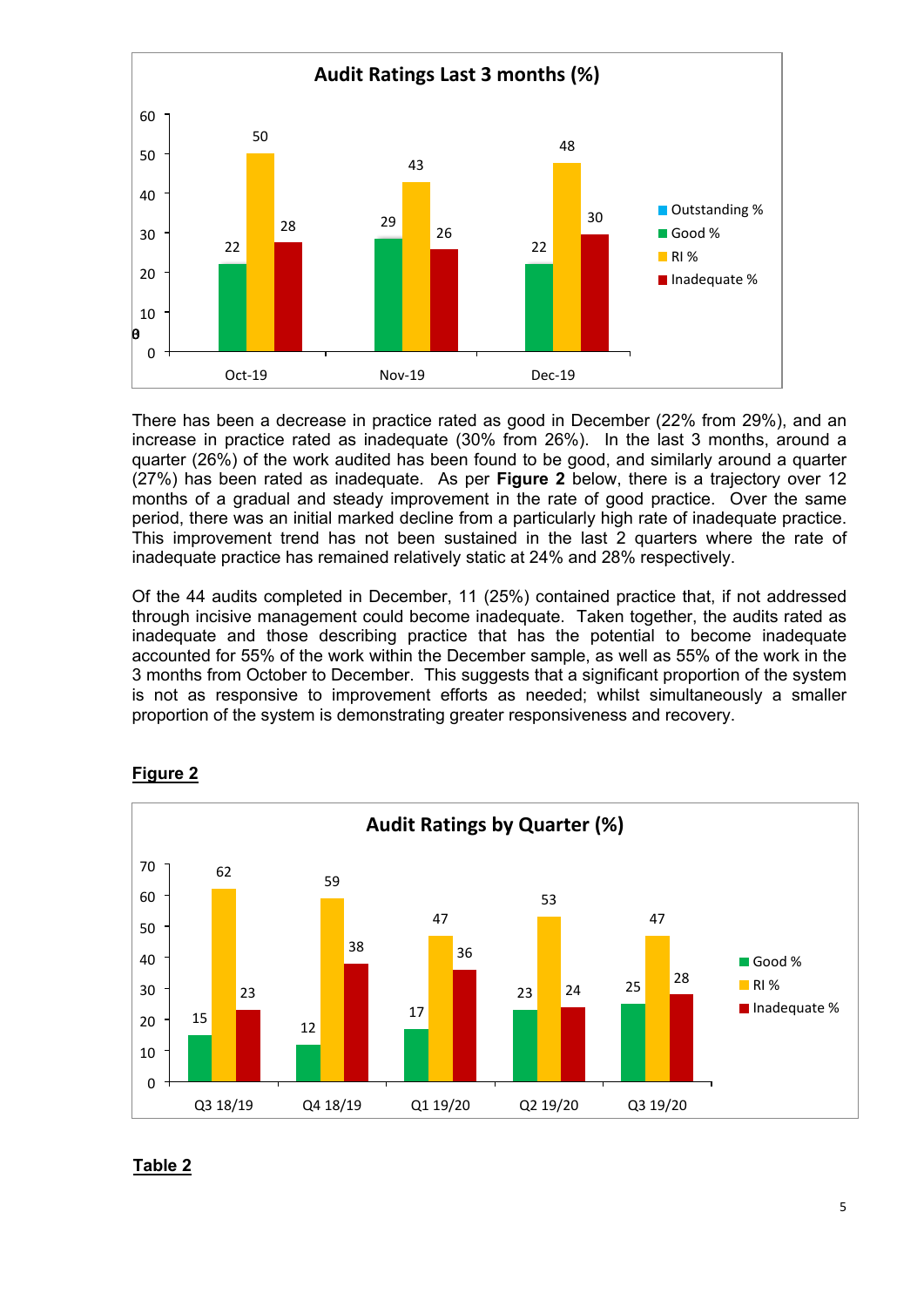**Audit Ratings Last 3 months (%)**

| | Outstanding % | Good % | RI % | Inadequate % |
|---|---|---|---|---|
| Oct-19 | | 22 | 50 | 28 |
| Nov-19 | | 29 | 43 | 26 |
| Dec-19 | | 22 | 48 | 30 |

There has been a decrease in practice rated as good in December (22% from 29%), and an increase in practice rated as inadequate (30% from 26%). In the last 3 months, around a quarter (26%) of the work audited has been found to be good, and similarly around a quarter (27%) has been rated as inadequate. As per **Figure 2** below, there is a trajectory over 12 months of a gradual and steady improvement in the rate of good practice. Over the same period, there was an initial marked decline from a particularly high rate of inadequate practice. This improvement trend has not been sustained in the last 2 quarters where the rate of inadequate practice has remained relatively static at 24% and 28% respectively.

Of the 44 audits completed in December, 11 (25%) contained practice that, if not addressed through incisive management could become inadequate. Taken together, the audits rated as inadequate and those describing practice that has the potential to become inadequate accounted for 55% of the work within the December sample, as well as 55% of the work in the 3 months from October to December. This suggests that a significant proportion of the system is not as responsive to improvement efforts as needed; whilst simultaneously a smaller proportion of the system is demonstrating greater responsiveness and recovery.

**Figure 2**

**Audit Ratings by Quarter (%)**

| | Good % | RI % | Inadequate % |
|---|---|---|---|
| Q3 18/19 | 15 | 62 | 23 |
| Q4 18/19 | 12 | 59 | 38 |
| Q1 19/20 | 17 | 47 | 36 |
| Q2 19/20 | 23 | 53 | 24 |
| Q3 19/20 | 25 | 47 | 28 |

**Table 2**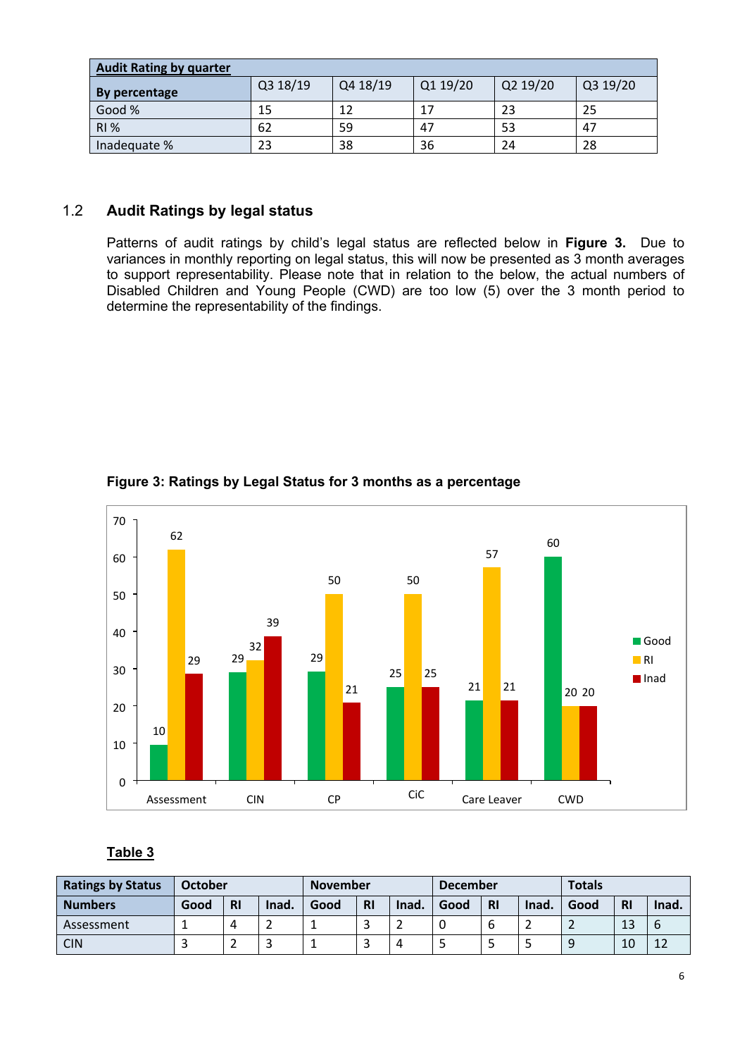| Audit Rating by quarter | | | | | |
|---|---|---|---|---|---|
| By percentage | Q3 18/19 | Q4 18/19 | Q1 19/20 | Q2 19/20 | Q3 19/20 |
| Good % | 15 | 12 | 17 | 23 | 25 |
| RI % | 62 | 59 | 47 | 53 | 47 |
| Inadequate % | 23 | 38 | 36 | 24 | 28 |

## 1.2 Audit Ratings by legal status

Patterns of audit ratings by child's legal status are reflected below in **Figure 3.** Due to variances in monthly reporting on legal status, this will now be presented as 3 month averages to support representability. Please note that in relation to the below, the actual numbers of Disabled Children and Young People (CWD) are too low (5) over the 3 month period to determine the representability of the findings.

**Figure 3: Ratings by Legal Status for 3 months as a percentage**

| Legal Status | Good | RI | Inad |
|---|---|---|---|
| Assessment | 10 | 62 | 29 |
| CIN | 29 | 32 | 39 |
| CP | 29 | 50 | 21 |
| CiC | 25 | 50 | 25 |
| Care Leaver | 21 | 57 | 21 |
| CWD | 60 | 20 | 20 |

**Table 3**

| Ratings by Status | October | | | November | | | December | | | Totals | | |
|---|---|---|---|---|---|---|---|---|---|---|---|---|
| Numbers | Good | RI | Inad. | Good | RI | Inad. | Good | RI | Inad. | Good | RI | Inad. |
| Assessment | 1 | 4 | 2 | 1 | 3 | 2 | 0 | 6 | 2 | 2 | 13 | 6 |
| CIN | 3 | 2 | 3 | 1 | 3 | 4 | 5 | 5 | 5 | 9 | 10 | 12 |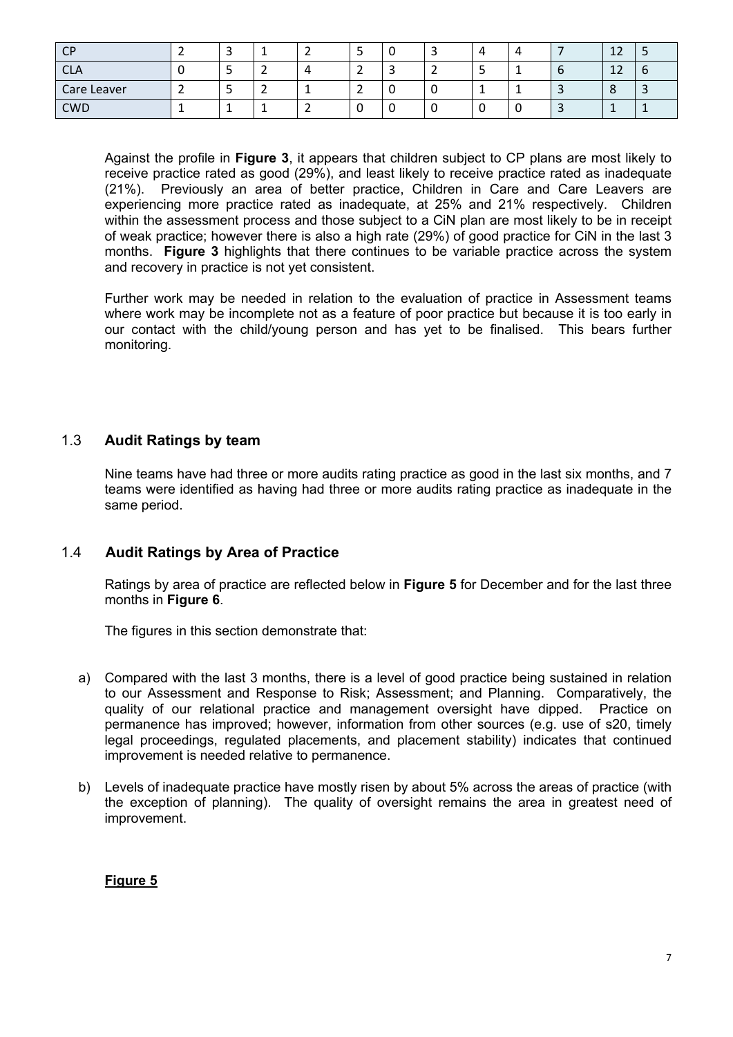| | | | | | | | | | | | | |
|---|---|---|---|---|---|---|---|---|---|---|---|---|
| CP | 2 | 3 | 1 | 2 | 5 | 0 | 3 | 4 | 4 | 7 | 12 | 5 |
| CLA | 0 | 5 | 2 | 4 | 2 | 3 | 2 | 5 | 1 | 6 | 12 | 6 |
| Care Leaver | 2 | 5 | 2 | 1 | 2 | 0 | 0 | 1 | 1 | 3 | 8 | 3 |
| CWD | 1 | 1 | 1 | 2 | 0 | 0 | 0 | 0 | 0 | 3 | 1 | 1 |

Against the profile in **Figure 3**, it appears that children subject to CP plans are most likely to receive practice rated as good (29%), and least likely to receive practice rated as inadequate (21%). Previously an area of better practice, Children in Care and Care Leavers are experiencing more practice rated as inadequate, at 25% and 21% respectively. Children within the assessment process and those subject to a CiN plan are most likely to be in receipt of weak practice; however there is also a high rate (29%) of good practice for CiN in the last 3 months. **Figure 3** highlights that there continues to be variable practice across the system and recovery in practice is not yet consistent.

Further work may be needed in relation to the evaluation of practice in Assessment teams where work may be incomplete not as a feature of poor practice but because it is too early in our contact with the child/young person and has yet to be finalised. This bears further monitoring.

## 1.3 Audit Ratings by team

Nine teams have had three or more audits rating practice as good in the last six months, and 7 teams were identified as having had three or more audits rating practice as inadequate in the same period.

## 1.4 Audit Ratings by Area of Practice

Ratings by area of practice are reflected below in **Figure 5** for December and for the last three months in **Figure 6**.

The figures in this section demonstrate that:

a) Compared with the last 3 months, there is a level of good practice being sustained in relation to our Assessment and Response to Risk; Assessment; and Planning. Comparatively, the quality of our relational practice and management oversight have dipped. Practice on permanence has improved; however, information from other sources (e.g. use of s20, timely legal proceedings, regulated placements, and placement stability) indicates that continued improvement is needed relative to permanence.

b) Levels of inadequate practice have mostly risen by about 5% across the areas of practice (with the exception of planning). The quality of oversight remains the area in greatest need of improvement.

**Figure 5**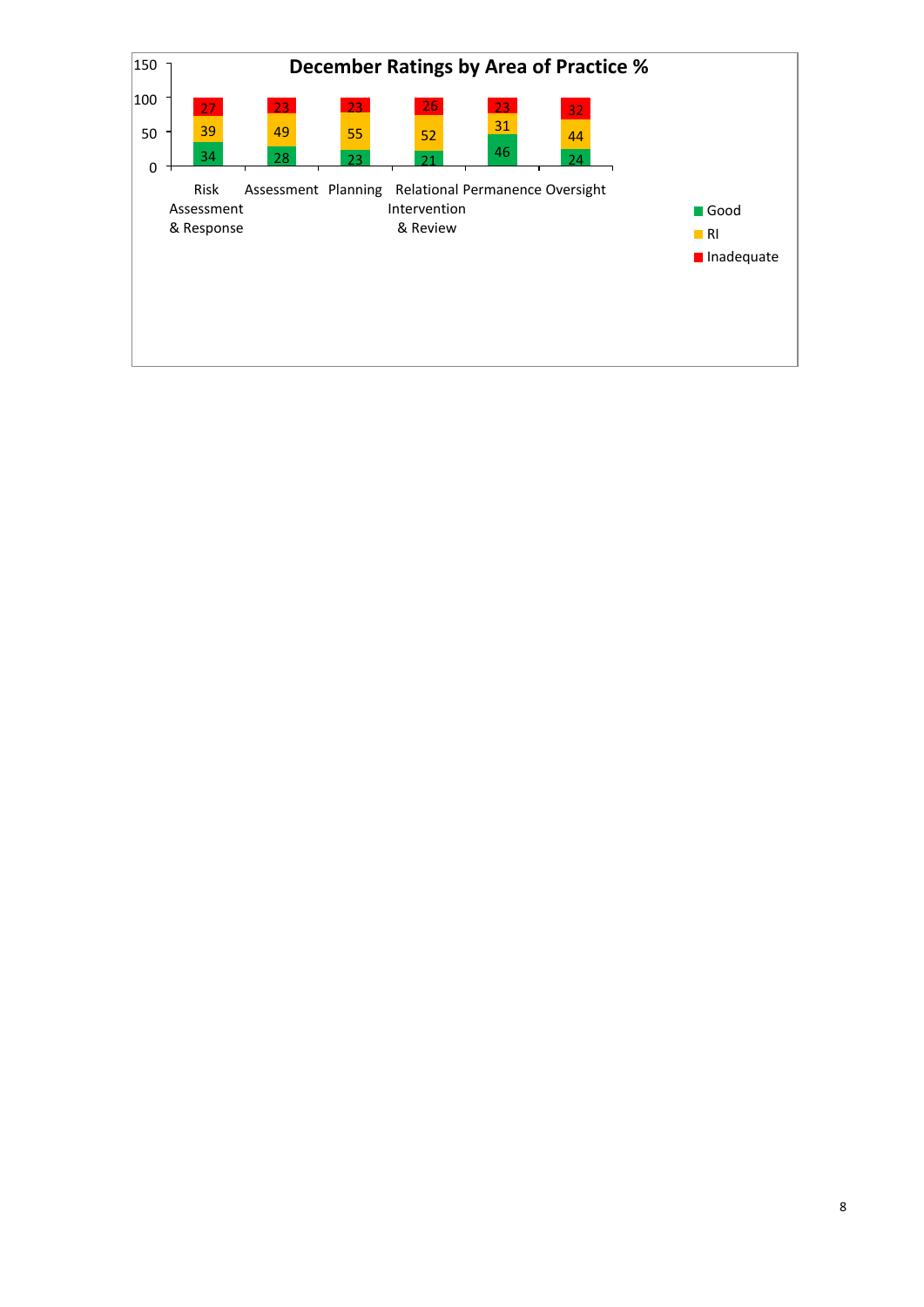**December Ratings by Area of Practice %**

| Area of Practice | Good | RI | Inadequate |
|---|---|---|---|
| Risk Assessment & Response | 34 | 39 | 27 |
| Assessment | 28 | 49 | 23 |
| Planning | 23 | 55 | 23 |
| Relational Intervention & Review | 21 | 52 | 26 |
| Permanence | 46 | 31 | 23 |
| Oversight | 24 | 44 | 32 |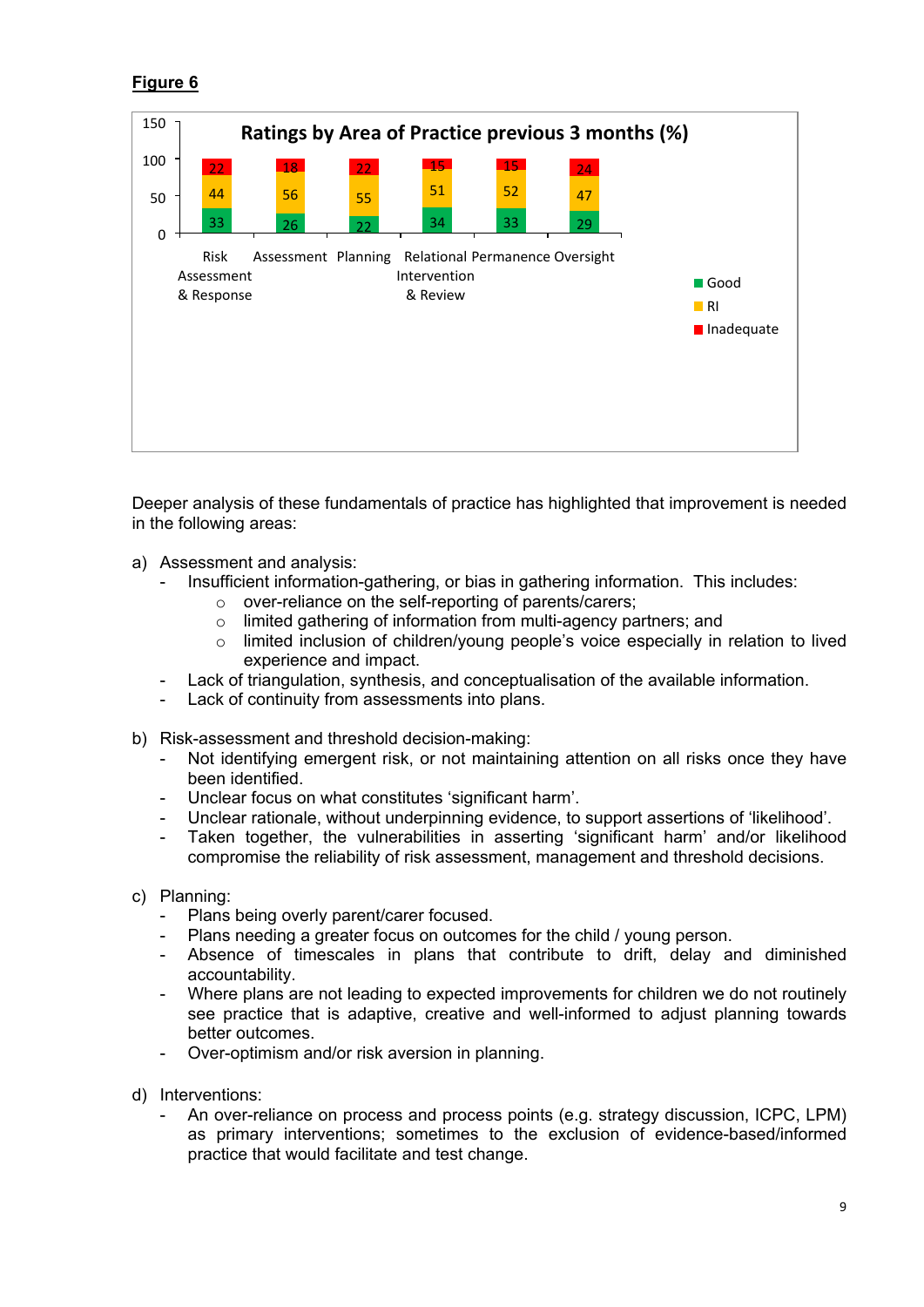**Figure 6**

**Ratings by Area of Practice previous 3 months (%)**

| Area of Practice | Good | RI | Inadequate |
|---|---|---|---|
| Risk Assessment & Response | 33 | 44 | 22 |
| Assessment | 26 | 56 | 18 |
| Planning | 22 | 55 | 22 |
| Relational Intervention & Review | 34 | 51 | 15 |
| Permanence | 33 | 52 | 15 |
| Oversight | 29 | 47 | 24 |

Deeper analysis of these fundamentals of practice has highlighted that improvement is needed in the following areas:

a) Assessment and analysis:
  - Insufficient information-gathering, or bias in gathering information. This includes:
    - over-reliance on the self-reporting of parents/carers;
    - limited gathering of information from multi-agency partners; and
    - limited inclusion of children/young people's voice especially in relation to lived experience and impact.
  - Lack of triangulation, synthesis, and conceptualisation of the available information.
  - Lack of continuity from assessments into plans.

b) Risk-assessment and threshold decision-making:
  - Not identifying emergent risk, or not maintaining attention on all risks once they have been identified.
  - Unclear focus on what constitutes 'significant harm'.
  - Unclear rationale, without underpinning evidence, to support assertions of 'likelihood'.
  - Taken together, the vulnerabilities in asserting 'significant harm' and/or likelihood compromise the reliability of risk assessment, management and threshold decisions.

c) Planning:
  - Plans being overly parent/carer focused.
  - Plans needing a greater focus on outcomes for the child / young person.
  - Absence of timescales in plans that contribute to drift, delay and diminished accountability.
  - Where plans are not leading to expected improvements for children we do not routinely see practice that is adaptive, creative and well-informed to adjust planning towards better outcomes.
  - Over-optimism and/or risk aversion in planning.

d) Interventions:
  - An over-reliance on process and process points (e.g. strategy discussion, ICPC, LPM) as primary interventions; sometimes to the exclusion of evidence-based/informed practice that would facilitate and test change.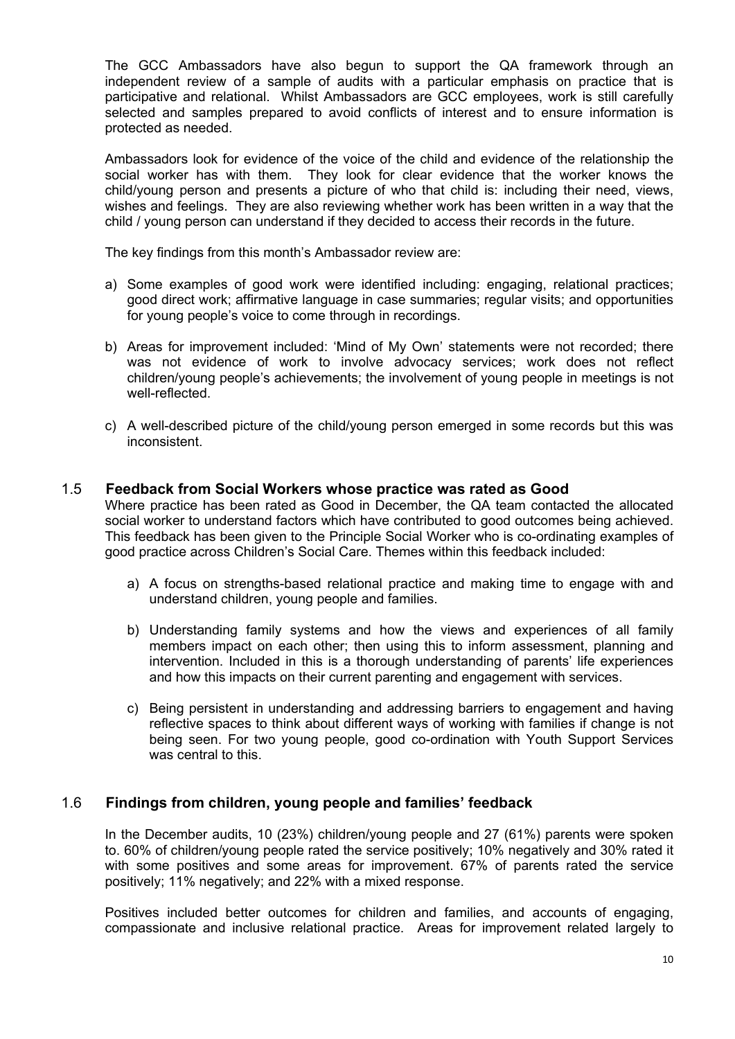The GCC Ambassadors have also begun to support the QA framework through an independent review of a sample of audits with a particular emphasis on practice that is participative and relational. Whilst Ambassadors are GCC employees, work is still carefully selected and samples prepared to avoid conflicts of interest and to ensure information is protected as needed.

Ambassadors look for evidence of the voice of the child and evidence of the relationship the social worker has with them. They look for clear evidence that the worker knows the child/young person and presents a picture of who that child is: including their need, views, wishes and feelings. They are also reviewing whether work has been written in a way that the child / young person can understand if they decided to access their records in the future.

The key findings from this month's Ambassador review are:

a) Some examples of good work were identified including: engaging, relational practices; good direct work; affirmative language in case summaries; regular visits; and opportunities for young people's voice to come through in recordings.

b) Areas for improvement included: 'Mind of My Own' statements were not recorded; there was not evidence of work to involve advocacy services; work does not reflect children/young people's achievements; the involvement of young people in meetings is not well-reflected.

c) A well-described picture of the child/young person emerged in some records but this was inconsistent.

## 1.5 Feedback from Social Workers whose practice was rated as Good

Where practice has been rated as Good in December, the QA team contacted the allocated social worker to understand factors which have contributed to good outcomes being achieved. This feedback has been given to the Principle Social Worker who is co-ordinating examples of good practice across Children's Social Care. Themes within this feedback included:

a) A focus on strengths-based relational practice and making time to engage with and understand children, young people and families.

b) Understanding family systems and how the views and experiences of all family members impact on each other; then using this to inform assessment, planning and intervention. Included in this is a thorough understanding of parents' life experiences and how this impacts on their current parenting and engagement with services.

c) Being persistent in understanding and addressing barriers to engagement and having reflective spaces to think about different ways of working with families if change is not being seen. For two young people, good co-ordination with Youth Support Services was central to this.

## 1.6 Findings from children, young people and families' feedback

In the December audits, 10 (23%) children/young people and 27 (61%) parents were spoken to. 60% of children/young people rated the service positively; 10% negatively and 30% rated it with some positives and some areas for improvement. 67% of parents rated the service positively; 11% negatively; and 22% with a mixed response.

Positives included better outcomes for children and families, and accounts of engaging, compassionate and inclusive relational practice. Areas for improvement related largely to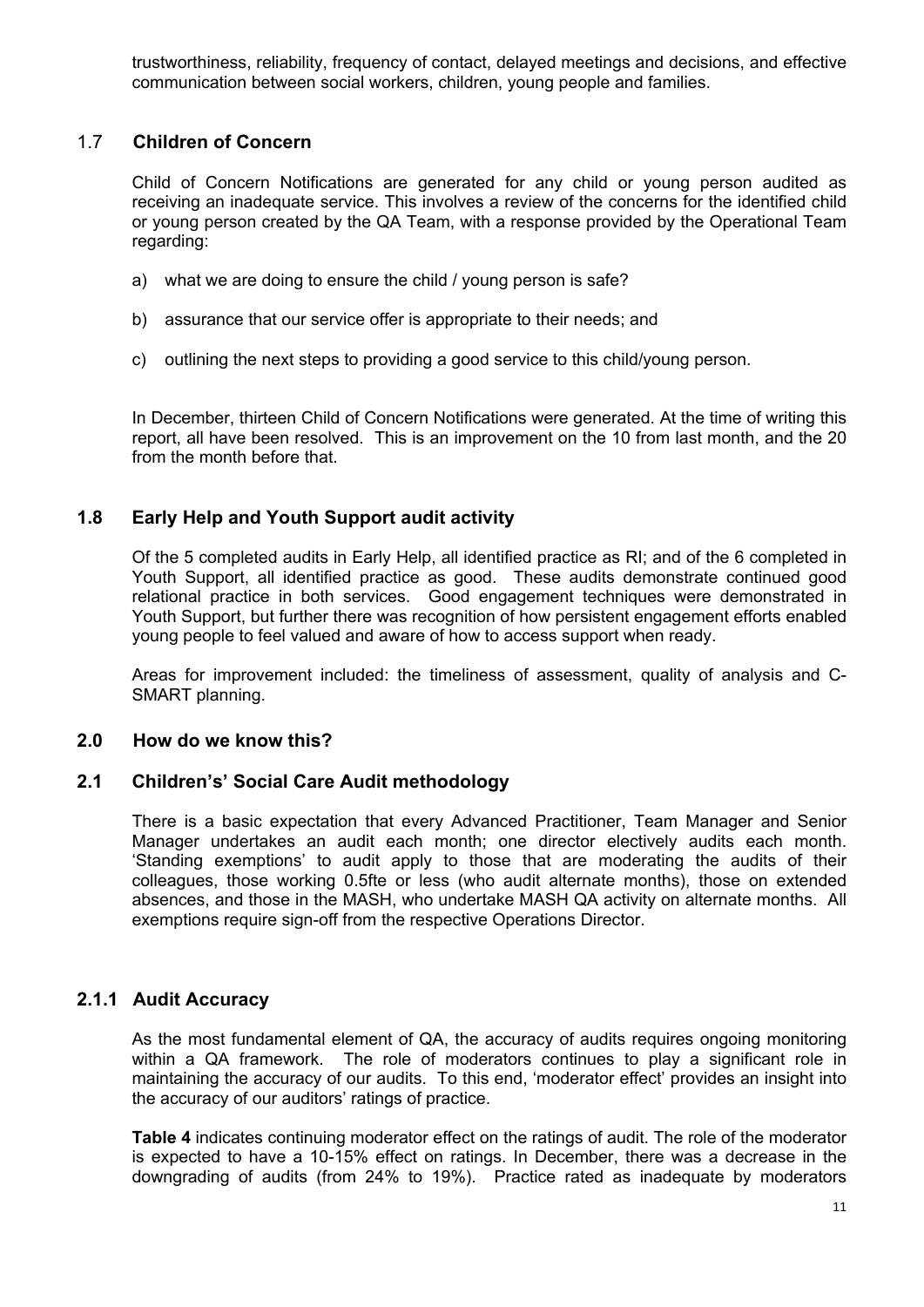trustworthiness, reliability, frequency of contact, delayed meetings and decisions, and effective communication between social workers, children, young people and families.

## 1.7 Children of Concern

Child of Concern Notifications are generated for any child or young person audited as receiving an inadequate service. This involves a review of the concerns for the identified child or young person created by the QA Team, with a response provided by the Operational Team regarding:

a) what we are doing to ensure the child / young person is safe?

b) assurance that our service offer is appropriate to their needs; and

c) outlining the next steps to providing a good service to this child/young person.

In December, thirteen Child of Concern Notifications were generated. At the time of writing this report, all have been resolved. This is an improvement on the 10 from last month, and the 20 from the month before that.

## 1.8 Early Help and Youth Support audit activity

Of the 5 completed audits in Early Help, all identified practice as RI; and of the 6 completed in Youth Support, all identified practice as good. These audits demonstrate continued good relational practice in both services. Good engagement techniques were demonstrated in Youth Support, but further there was recognition of how persistent engagement efforts enabled young people to feel valued and aware of how to access support when ready.

Areas for improvement included: the timeliness of assessment, quality of analysis and C-SMART planning.

## 2.0 How do we know this?

## 2.1 Children's' Social Care Audit methodology

There is a basic expectation that every Advanced Practitioner, Team Manager and Senior Manager undertakes an audit each month; one director electively audits each month. 'Standing exemptions' to audit apply to those that are moderating the audits of their colleagues, those working 0.5fte or less (who audit alternate months), those on extended absences, and those in the MASH, who undertake MASH QA activity on alternate months. All exemptions require sign-off from the respective Operations Director.

### 2.1.1 Audit Accuracy

As the most fundamental element of QA, the accuracy of audits requires ongoing monitoring within a QA framework. The role of moderators continues to play a significant role in maintaining the accuracy of our audits. To this end, 'moderator effect' provides an insight into the accuracy of our auditors' ratings of practice.

**Table 4** indicates continuing moderator effect on the ratings of audit. The role of the moderator is expected to have a 10-15% effect on ratings. In December, there was a decrease in the downgrading of audits (from 24% to 19%). Practice rated as inadequate by moderators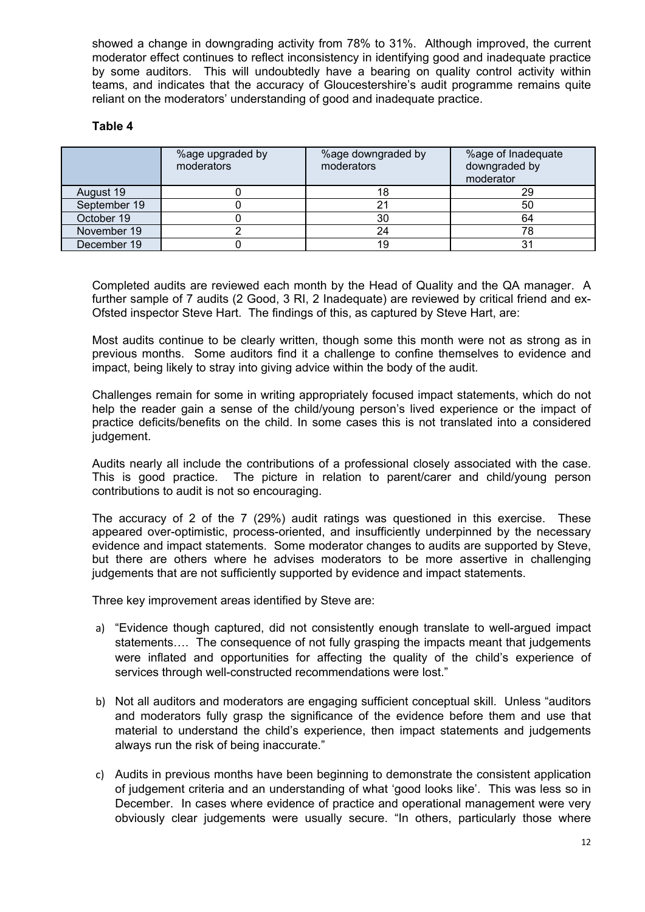showed a change in downgrading activity from 78% to 31%. Although improved, the current moderator effect continues to reflect inconsistency in identifying good and inadequate practice by some auditors. This will undoubtedly have a bearing on quality control activity within teams, and indicates that the accuracy of Gloucestershire's audit programme remains quite reliant on the moderators' understanding of good and inadequate practice.

**Table 4**

| | %age upgraded by moderators | %age downgraded by moderators | %age of Inadequate downgraded by moderator |
|---|---|---|---|
| August 19 | 0 | 18 | 29 |
| September 19 | 0 | 21 | 50 |
| October 19 | 0 | 30 | 64 |
| November 19 | 2 | 24 | 78 |
| December 19 | 0 | 19 | 31 |

Completed audits are reviewed each month by the Head of Quality and the QA manager. A further sample of 7 audits (2 Good, 3 RI, 2 Inadequate) are reviewed by critical friend and ex-Ofsted inspector Steve Hart. The findings of this, as captured by Steve Hart, are:

Most audits continue to be clearly written, though some this month were not as strong as in previous months. Some auditors find it a challenge to confine themselves to evidence and impact, being likely to stray into giving advice within the body of the audit.

Challenges remain for some in writing appropriately focused impact statements, which do not help the reader gain a sense of the child/young person's lived experience or the impact of practice deficits/benefits on the child. In some cases this is not translated into a considered judgement.

Audits nearly all include the contributions of a professional closely associated with the case. This is good practice. The picture in relation to parent/carer and child/young person contributions to audit is not so encouraging.

The accuracy of 2 of the 7 (29%) audit ratings was questioned in this exercise. These appeared over-optimistic, process-oriented, and insufficiently underpinned by the necessary evidence and impact statements. Some moderator changes to audits are supported by Steve, but there are others where he advises moderators to be more assertive in challenging judgements that are not sufficiently supported by evidence and impact statements.

Three key improvement areas identified by Steve are:

a) "Evidence though captured, did not consistently enough translate to well-argued impact statements…. The consequence of not fully grasping the impacts meant that judgements were inflated and opportunities for affecting the quality of the child's experience of services through well-constructed recommendations were lost."

b) Not all auditors and moderators are engaging sufficient conceptual skill. Unless "auditors and moderators fully grasp the significance of the evidence before them and use that material to understand the child's experience, then impact statements and judgements always run the risk of being inaccurate."

c) Audits in previous months have been beginning to demonstrate the consistent application of judgement criteria and an understanding of what 'good looks like'. This was less so in December. In cases where evidence of practice and operational management were very obviously clear judgements were usually secure. "In others, particularly those where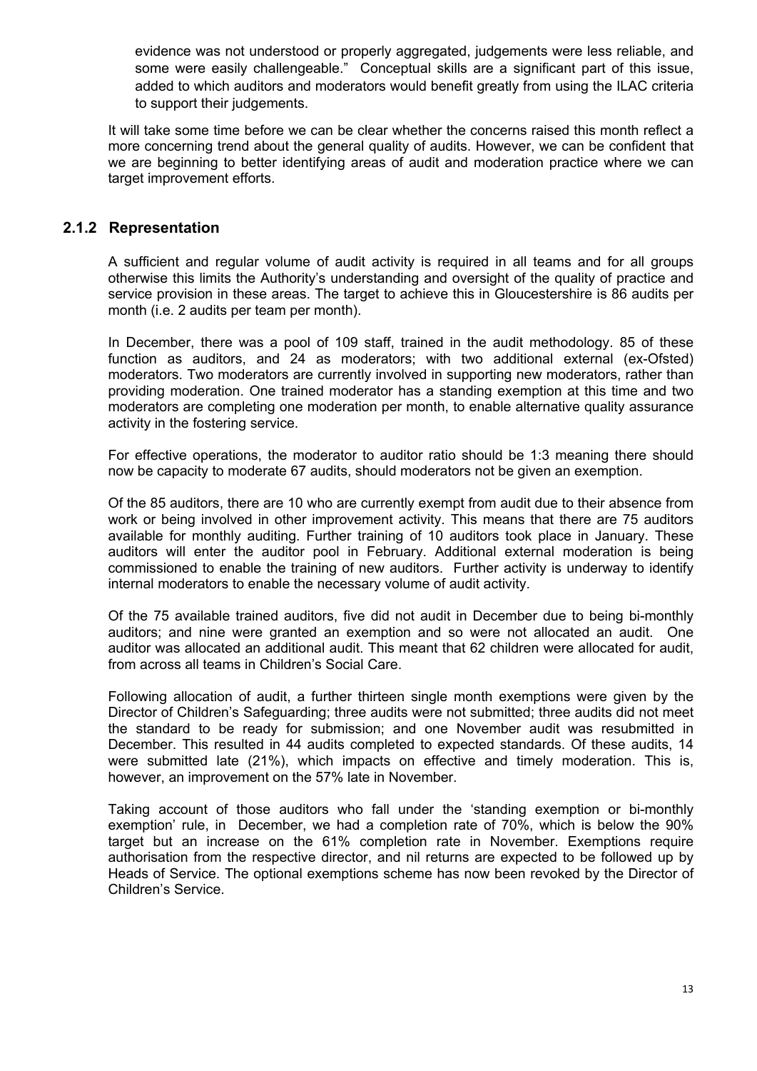evidence was not understood or properly aggregated, judgements were less reliable, and some were easily challengeable." Conceptual skills are a significant part of this issue, added to which auditors and moderators would benefit greatly from using the ILAC criteria to support their judgements.

It will take some time before we can be clear whether the concerns raised this month reflect a more concerning trend about the general quality of audits. However, we can be confident that we are beginning to better identifying areas of audit and moderation practice where we can target improvement efforts.

### 2.1.2 Representation

A sufficient and regular volume of audit activity is required in all teams and for all groups otherwise this limits the Authority's understanding and oversight of the quality of practice and service provision in these areas. The target to achieve this in Gloucestershire is 86 audits per month (i.e. 2 audits per team per month).

In December, there was a pool of 109 staff, trained in the audit methodology. 85 of these function as auditors, and 24 as moderators; with two additional external (ex-Ofsted) moderators. Two moderators are currently involved in supporting new moderators, rather than providing moderation. One trained moderator has a standing exemption at this time and two moderators are completing one moderation per month, to enable alternative quality assurance activity in the fostering service.

For effective operations, the moderator to auditor ratio should be 1:3 meaning there should now be capacity to moderate 67 audits, should moderators not be given an exemption.

Of the 85 auditors, there are 10 who are currently exempt from audit due to their absence from work or being involved in other improvement activity. This means that there are 75 auditors available for monthly auditing. Further training of 10 auditors took place in January. These auditors will enter the auditor pool in February. Additional external moderation is being commissioned to enable the training of new auditors. Further activity is underway to identify internal moderators to enable the necessary volume of audit activity.

Of the 75 available trained auditors, five did not audit in December due to being bi-monthly auditors; and nine were granted an exemption and so were not allocated an audit. One auditor was allocated an additional audit. This meant that 62 children were allocated for audit, from across all teams in Children's Social Care.

Following allocation of audit, a further thirteen single month exemptions were given by the Director of Children's Safeguarding; three audits were not submitted; three audits did not meet the standard to be ready for submission; and one November audit was resubmitted in December. This resulted in 44 audits completed to expected standards. Of these audits, 14 were submitted late (21%), which impacts on effective and timely moderation. This is, however, an improvement on the 57% late in November.

Taking account of those auditors who fall under the 'standing exemption or bi-monthly exemption' rule, in December, we had a completion rate of 70%, which is below the 90% target but an increase on the 61% completion rate in November. Exemptions require authorisation from the respective director, and nil returns are expected to be followed up by Heads of Service. The optional exemptions scheme has now been revoked by the Director of Children's Service.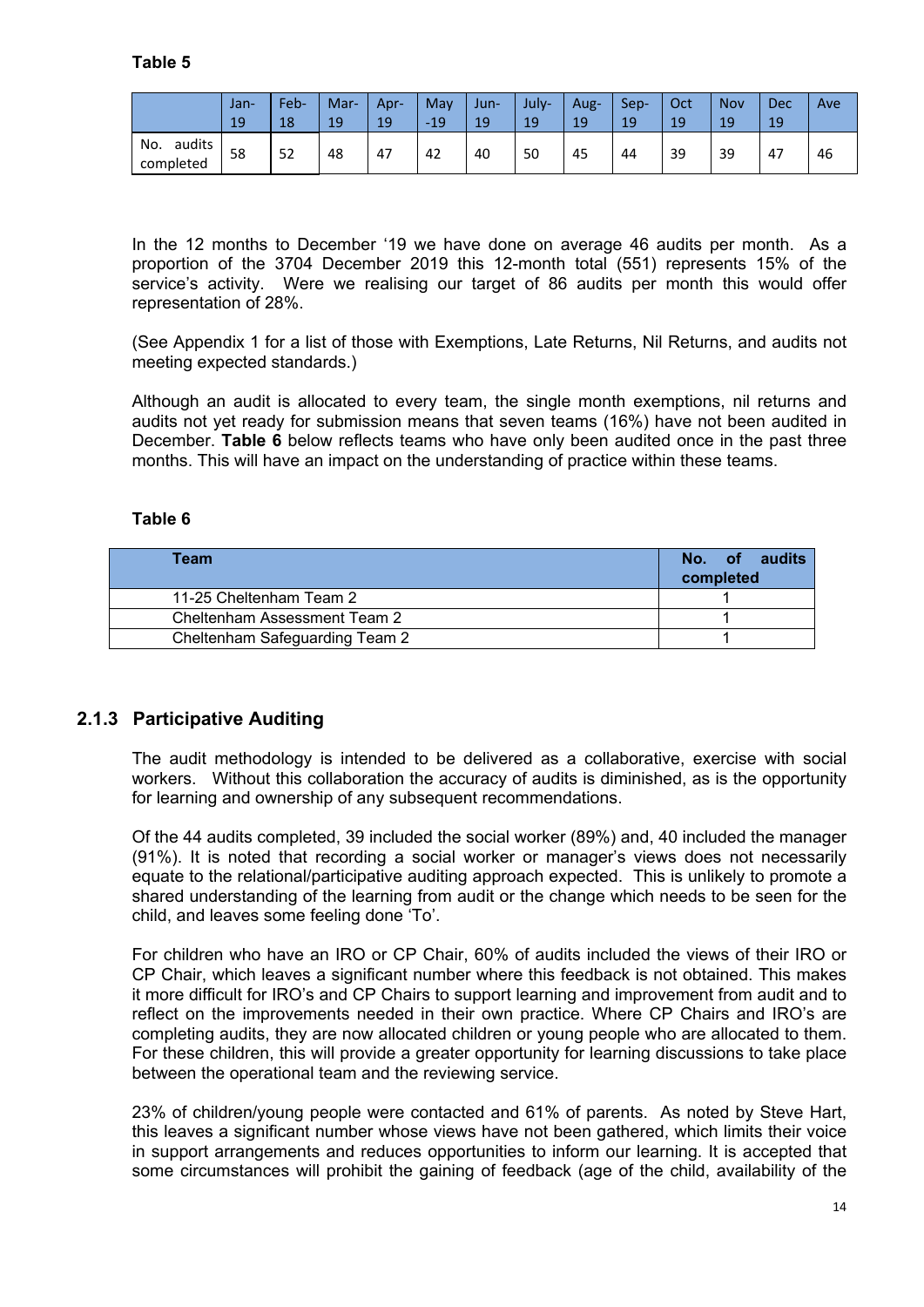**Table 5**

| | Jan-19 | Feb-18 | Mar-19 | Apr-19 | May -19 | Jun-19 | July-19 | Aug-19 | Sep-19 | Oct 19 | Nov 19 | Dec 19 | Ave |
|---|---|---|---|---|---|---|---|---|---|---|---|---|---|
| No. audits completed | 58 | 52 | 48 | 47 | 42 | 40 | 50 | 45 | 44 | 39 | 39 | 47 | 46 |

In the 12 months to December '19 we have done on average 46 audits per month. As a proportion of the 3704 December 2019 this 12-month total (551) represents 15% of the service's activity. Were we realising our target of 86 audits per month this would offer representation of 28%.

(See Appendix 1 for a list of those with Exemptions, Late Returns, Nil Returns, and audits not meeting expected standards.)

Although an audit is allocated to every team, the single month exemptions, nil returns and audits not yet ready for submission means that seven teams (16%) have not been audited in December. **Table 6** below reflects teams who have only been audited once in the past three months. This will have an impact on the understanding of practice within these teams.

**Table 6**

| Team | No. of audits completed |
|---|---|
| 11-25 Cheltenham Team 2 | 1 |
| Cheltenham Assessment Team 2 | 1 |
| Cheltenham Safeguarding Team 2 | 1 |

### 2.1.3 Participative Auditing

The audit methodology is intended to be delivered as a collaborative, exercise with social workers. Without this collaboration the accuracy of audits is diminished, as is the opportunity for learning and ownership of any subsequent recommendations.

Of the 44 audits completed, 39 included the social worker (89%) and, 40 included the manager (91%). It is noted that recording a social worker or manager's views does not necessarily equate to the relational/participative auditing approach expected. This is unlikely to promote a shared understanding of the learning from audit or the change which needs to be seen for the child, and leaves some feeling done 'To'.

For children who have an IRO or CP Chair, 60% of audits included the views of their IRO or CP Chair, which leaves a significant number where this feedback is not obtained. This makes it more difficult for IRO's and CP Chairs to support learning and improvement from audit and to reflect on the improvements needed in their own practice. Where CP Chairs and IRO's are completing audits, they are now allocated children or young people who are allocated to them. For these children, this will provide a greater opportunity for learning discussions to take place between the operational team and the reviewing service.

23% of children/young people were contacted and 61% of parents. As noted by Steve Hart, this leaves a significant number whose views have not been gathered, which limits their voice in support arrangements and reduces opportunities to inform our learning. It is accepted that some circumstances will prohibit the gaining of feedback (age of the child, availability of the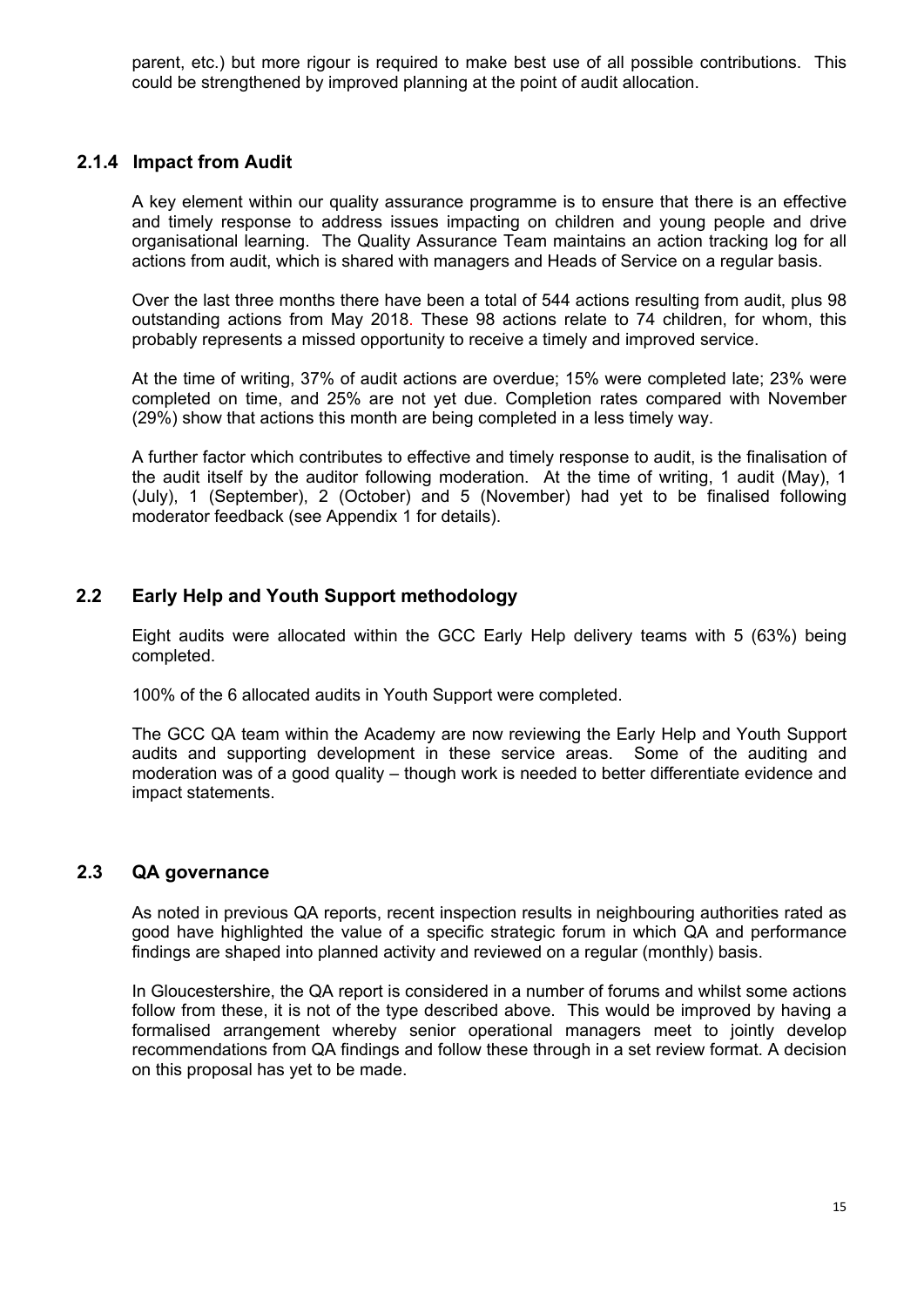parent, etc.) but more rigour is required to make best use of all possible contributions. This could be strengthened by improved planning at the point of audit allocation.

### 2.1.4 Impact from Audit

A key element within our quality assurance programme is to ensure that there is an effective and timely response to address issues impacting on children and young people and drive organisational learning. The Quality Assurance Team maintains an action tracking log for all actions from audit, which is shared with managers and Heads of Service on a regular basis.

Over the last three months there have been a total of 544 actions resulting from audit, plus 98 outstanding actions from May 2018. These 98 actions relate to 74 children, for whom, this probably represents a missed opportunity to receive a timely and improved service.

At the time of writing, 37% of audit actions are overdue; 15% were completed late; 23% were completed on time, and 25% are not yet due. Completion rates compared with November (29%) show that actions this month are being completed in a less timely way.

A further factor which contributes to effective and timely response to audit, is the finalisation of the audit itself by the auditor following moderation. At the time of writing, 1 audit (May), 1 (July), 1 (September), 2 (October) and 5 (November) had yet to be finalised following moderator feedback (see Appendix 1 for details).

## 2.2 Early Help and Youth Support methodology

Eight audits were allocated within the GCC Early Help delivery teams with 5 (63%) being completed.

100% of the 6 allocated audits in Youth Support were completed.

The GCC QA team within the Academy are now reviewing the Early Help and Youth Support audits and supporting development in these service areas. Some of the auditing and moderation was of a good quality – though work is needed to better differentiate evidence and impact statements.

## 2.3 QA governance

As noted in previous QA reports, recent inspection results in neighbouring authorities rated as good have highlighted the value of a specific strategic forum in which QA and performance findings are shaped into planned activity and reviewed on a regular (monthly) basis.

In Gloucestershire, the QA report is considered in a number of forums and whilst some actions follow from these, it is not of the type described above. This would be improved by having a formalised arrangement whereby senior operational managers meet to jointly develop recommendations from QA findings and follow these through in a set review format. A decision on this proposal has yet to be made.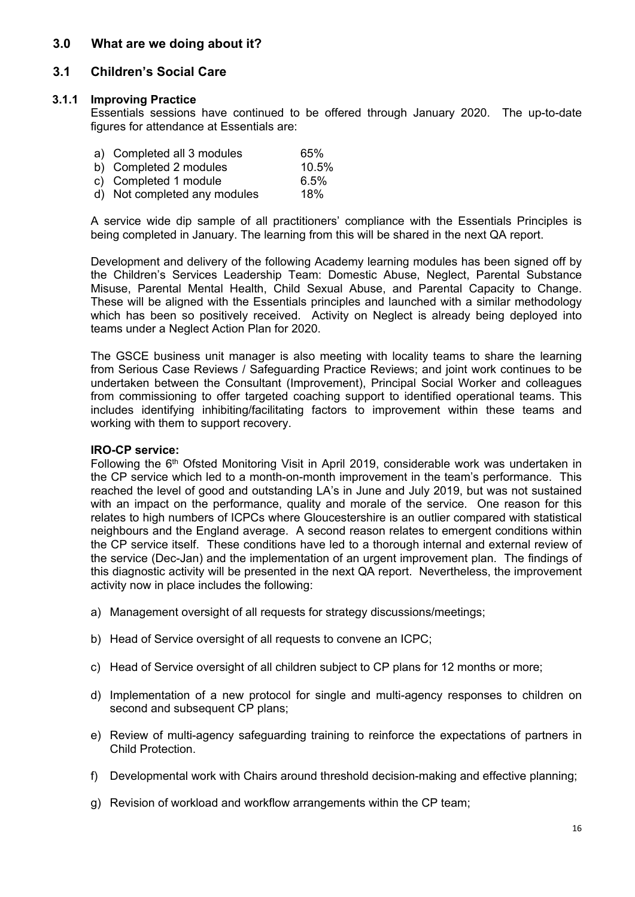## 3.0 What are we doing about it?

### 3.1 Children's Social Care

#### 3.1.1 Improving Practice

Essentials sessions have continued to be offered through January 2020. The up-to-date figures for attendance at Essentials are:

| | |
|---|---|
| a) Completed all 3 modules | 65% |
| b) Completed 2 modules | 10.5% |
| c) Completed 1 module | 6.5% |
| d) Not completed any modules | 18% |

A service wide dip sample of all practitioners' compliance with the Essentials Principles is being completed in January. The learning from this will be shared in the next QA report.

Development and delivery of the following Academy learning modules has been signed off by the Children's Services Leadership Team: Domestic Abuse, Neglect, Parental Substance Misuse, Parental Mental Health, Child Sexual Abuse, and Parental Capacity to Change. These will be aligned with the Essentials principles and launched with a similar methodology which has been so positively received. Activity on Neglect is already being deployed into teams under a Neglect Action Plan for 2020.

The GSCE business unit manager is also meeting with locality teams to share the learning from Serious Case Reviews / Safeguarding Practice Reviews; and joint work continues to be undertaken between the Consultant (Improvement), Principal Social Worker and colleagues from commissioning to offer targeted coaching support to identified operational teams. This includes identifying inhibiting/facilitating factors to improvement within these teams and working with them to support recovery.

**IRO-CP service:**

Following the 6th Ofsted Monitoring Visit in April 2019, considerable work was undertaken in the CP service which led to a month-on-month improvement in the team's performance. This reached the level of good and outstanding LA's in June and July 2019, but was not sustained with an impact on the performance, quality and morale of the service. One reason for this relates to high numbers of ICPCs where Gloucestershire is an outlier compared with statistical neighbours and the England average. A second reason relates to emergent conditions within the CP service itself. These conditions have led to a thorough internal and external review of the service (Dec-Jan) and the implementation of an urgent improvement plan. The findings of this diagnostic activity will be presented in the next QA report. Nevertheless, the improvement activity now in place includes the following:

a) Management oversight of all requests for strategy discussions/meetings;

b) Head of Service oversight of all requests to convene an ICPC;

c) Head of Service oversight of all children subject to CP plans for 12 months or more;

d) Implementation of a new protocol for single and multi-agency responses to children on second and subsequent CP plans;

e) Review of multi-agency safeguarding training to reinforce the expectations of partners in Child Protection.

f) Developmental work with Chairs around threshold decision-making and effective planning;

g) Revision of workload and workflow arrangements within the CP team;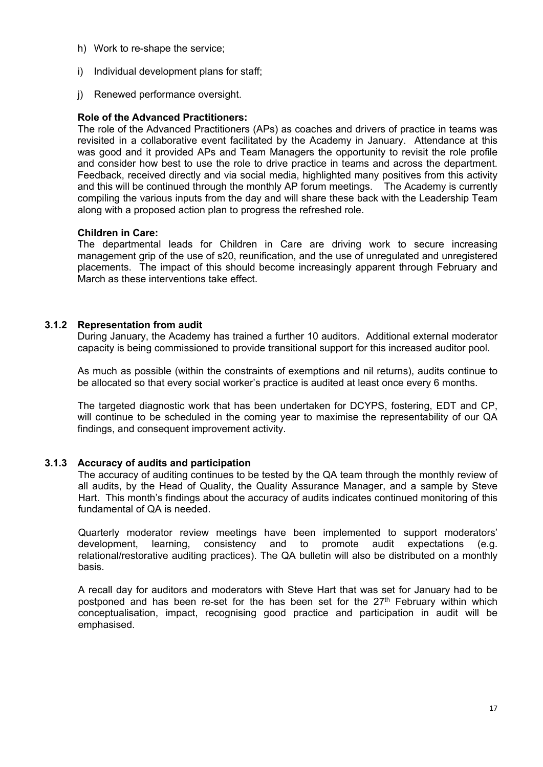h) Work to re-shape the service;

i) Individual development plans for staff;

j) Renewed performance oversight.

**Role of the Advanced Practitioners:**
The role of the Advanced Practitioners (APs) as coaches and drivers of practice in teams was revisited in a collaborative event facilitated by the Academy in January. Attendance at this was good and it provided APs and Team Managers the opportunity to revisit the role profile and consider how best to use the role to drive practice in teams and across the department. Feedback, received directly and via social media, highlighted many positives from this activity and this will be continued through the monthly AP forum meetings. The Academy is currently compiling the various inputs from the day and will share these back with the Leadership Team along with a proposed action plan to progress the refreshed role.

**Children in Care:**
The departmental leads for Children in Care are driving work to secure increasing management grip of the use of s20, reunification, and the use of unregulated and unregistered placements. The impact of this should become increasingly apparent through February and March as these interventions take effect.

### 3.1.2 Representation from audit

During January, the Academy has trained a further 10 auditors. Additional external moderator capacity is being commissioned to provide transitional support for this increased auditor pool.

As much as possible (within the constraints of exemptions and nil returns), audits continue to be allocated so that every social worker's practice is audited at least once every 6 months.

The targeted diagnostic work that has been undertaken for DCYPS, fostering, EDT and CP, will continue to be scheduled in the coming year to maximise the representability of our QA findings, and consequent improvement activity.

### 3.1.3 Accuracy of audits and participation

The accuracy of auditing continues to be tested by the QA team through the monthly review of all audits, by the Head of Quality, the Quality Assurance Manager, and a sample by Steve Hart. This month's findings about the accuracy of audits indicates continued monitoring of this fundamental of QA is needed.

Quarterly moderator review meetings have been implemented to support moderators' development, learning, consistency and to promote audit expectations (e.g. relational/restorative auditing practices). The QA bulletin will also be distributed on a monthly basis.

A recall day for auditors and moderators with Steve Hart that was set for January had to be postponed and has been re-set for the has been set for the 27th February within which conceptualisation, impact, recognising good practice and participation in audit will be emphasised.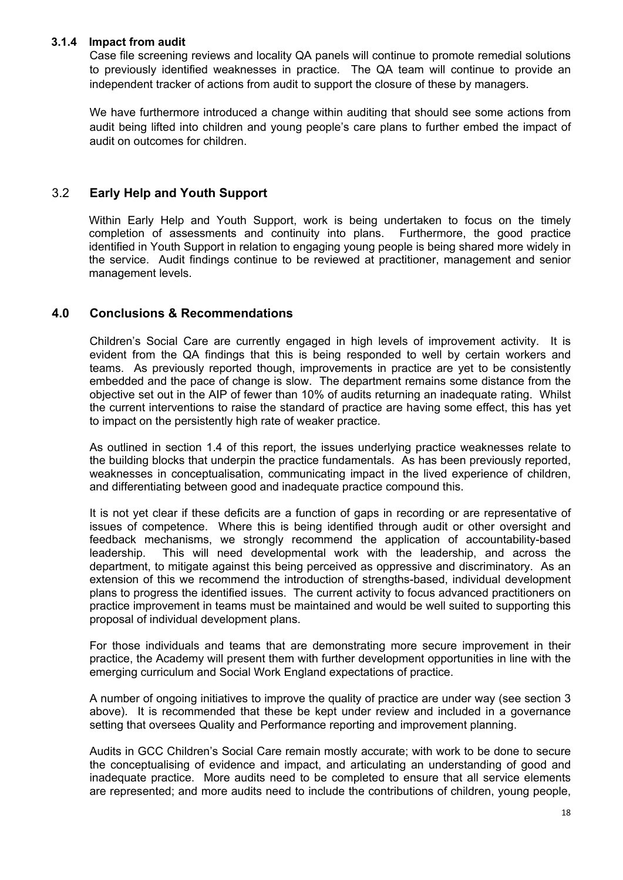#### 3.1.4 Impact from audit

Case file screening reviews and locality QA panels will continue to promote remedial solutions to previously identified weaknesses in practice. The QA team will continue to provide an independent tracker of actions from audit to support the closure of these by managers.

We have furthermore introduced a change within auditing that should see some actions from audit being lifted into children and young people's care plans to further embed the impact of audit on outcomes for children.

## 3.2 Early Help and Youth Support

Within Early Help and Youth Support, work is being undertaken to focus on the timely completion of assessments and continuity into plans. Furthermore, the good practice identified in Youth Support in relation to engaging young people is being shared more widely in the service. Audit findings continue to be reviewed at practitioner, management and senior management levels.

## 4.0 Conclusions & Recommendations

Children's Social Care are currently engaged in high levels of improvement activity. It is evident from the QA findings that this is being responded to well by certain workers and teams. As previously reported though, improvements in practice are yet to be consistently embedded and the pace of change is slow. The department remains some distance from the objective set out in the AIP of fewer than 10% of audits returning an inadequate rating. Whilst the current interventions to raise the standard of practice are having some effect, this has yet to impact on the persistently high rate of weaker practice.

As outlined in section 1.4 of this report, the issues underlying practice weaknesses relate to the building blocks that underpin the practice fundamentals. As has been previously reported, weaknesses in conceptualisation, communicating impact in the lived experience of children, and differentiating between good and inadequate practice compound this.

It is not yet clear if these deficits are a function of gaps in recording or are representative of issues of competence. Where this is being identified through audit or other oversight and feedback mechanisms, we strongly recommend the application of accountability-based leadership. This will need developmental work with the leadership, and across the department, to mitigate against this being perceived as oppressive and discriminatory. As an extension of this we recommend the introduction of strengths-based, individual development plans to progress the identified issues. The current activity to focus advanced practitioners on practice improvement in teams must be maintained and would be well suited to supporting this proposal of individual development plans.

For those individuals and teams that are demonstrating more secure improvement in their practice, the Academy will present them with further development opportunities in line with the emerging curriculum and Social Work England expectations of practice.

A number of ongoing initiatives to improve the quality of practice are under way (see section 3 above). It is recommended that these be kept under review and included in a governance setting that oversees Quality and Performance reporting and improvement planning.

Audits in GCC Children's Social Care remain mostly accurate; with work to be done to secure the conceptualising of evidence and impact, and articulating an understanding of good and inadequate practice. More audits need to be completed to ensure that all service elements are represented; and more audits need to include the contributions of children, young people,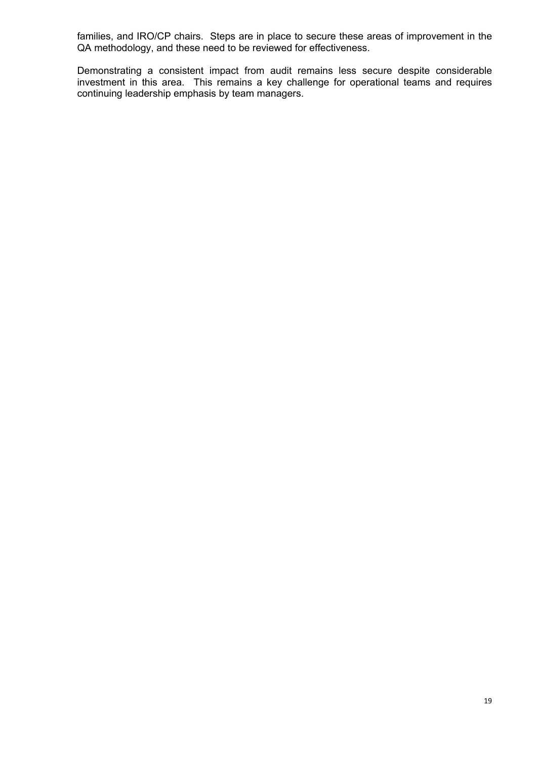families, and IRO/CP chairs. Steps are in place to secure these areas of improvement in the QA methodology, and these need to be reviewed for effectiveness.

Demonstrating a consistent impact from audit remains less secure despite considerable investment in this area. This remains a key challenge for operational teams and requires continuing leadership emphasis by team managers.